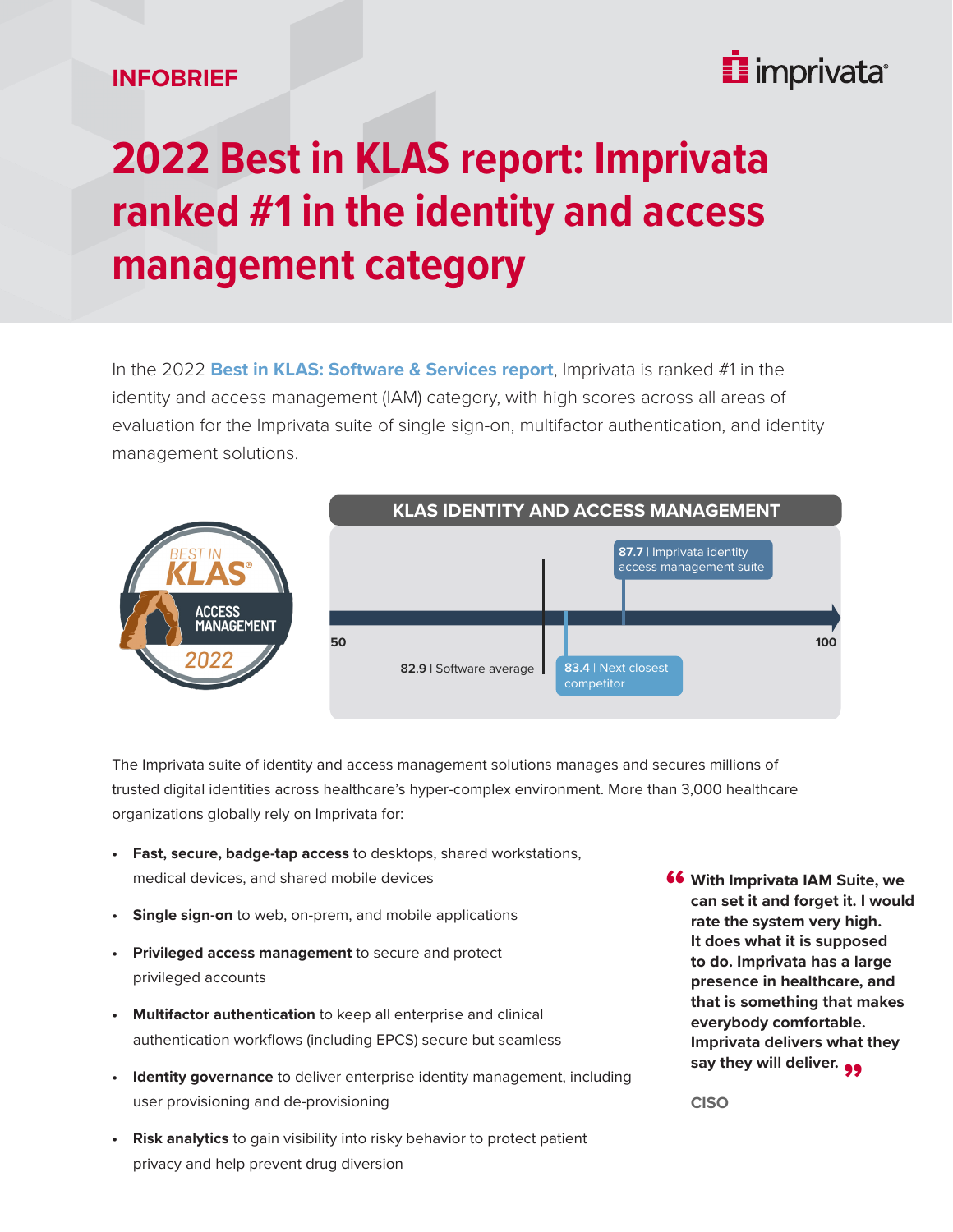INFOBRIEF

# 2022 Best in KLAS report: Imprivata ranked #1 in the identity and access management category

In the 2022 **Best in KLAS: Software & Services report**, Imprivata is ranked #1 in the identity and access management (IAM) category, with high scores across all areas of evaluation for the Imprivata suite of single sign-on, multifactor authentication, and identity management solutions.

BEST IN KLAS® ACCESS MANAGEMENT 2022

**KLAS IDENTITY AND ACCESS MANAGEMENT**

- **87.7** | Imprivata identity access management suite
- **83.4** | Next closest competitor
- **82.9** | Software average

Scale: 50 – 100

The Imprivata suite of identity and access management solutions manages and secures millions of trusted digital identities across healthcare's hyper-complex environment. More than 3,000 healthcare organizations globally rely on Imprivata for:

- **Fast, secure, badge-tap access** to desktops, shared workstations, medical devices, and shared mobile devices
- **Single sign-on** to web, on-prem, and mobile applications
- **Privileged access management** to secure and protect privileged accounts
- **Multifactor authentication** to keep all enterprise and clinical authentication workflows (including EPCS) secure but seamless
- **Identity governance** to deliver enterprise identity management, including user provisioning and de-provisioning
- **Risk analytics** to gain visibility into risky behavior to protect patient privacy and help prevent drug diversion

> **"With Imprivata IAM Suite, we can set it and forget it. I would rate the system very high. It does what it is supposed to do. Imprivata has a large presence in healthcare, and that is something that makes everybody comfortable. Imprivata delivers what they say they will deliver."**
>
> CISO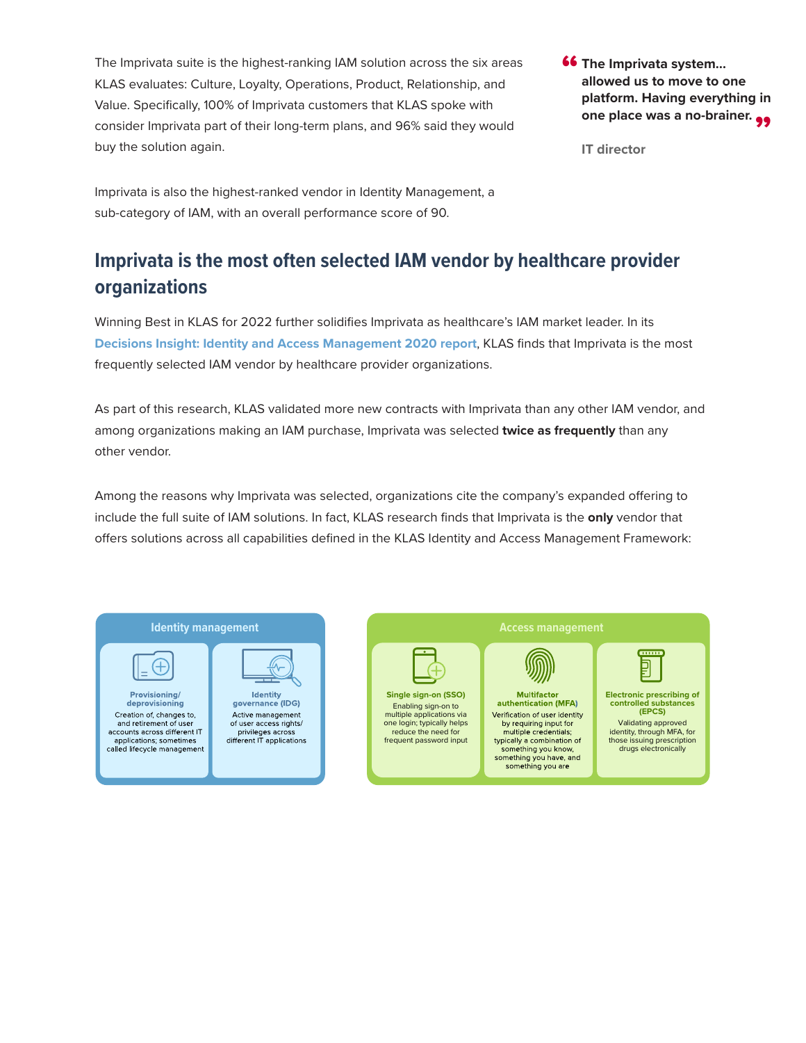The Imprivata suite is the highest-ranking IAM solution across the six areas KLAS evaluates: Culture, Loyalty, Operations, Product, Relationship, and Value. Specifically, 100% of Imprivata customers that KLAS spoke with consider Imprivata part of their long-term plans, and 96% said they would buy the solution again.

> **The Imprivata system... allowed us to move to one platform. Having everything in one place was a no-brainer.**
>
> **IT director**

Imprivata is also the highest-ranked vendor in Identity Management, a sub-category of IAM, with an overall performance score of 90.

## Imprivata is the most often selected IAM vendor by healthcare provider organizations

Winning Best in KLAS for 2022 further solidifies Imprivata as healthcare's IAM market leader. In its **Decisions Insight: Identity and Access Management 2020 report**, KLAS finds that Imprivata is the most frequently selected IAM vendor by healthcare provider organizations.

As part of this research, KLAS validated more new contracts with Imprivata than any other IAM vendor, and among organizations making an IAM purchase, Imprivata was selected **twice as frequently** than any other vendor.

Among the reasons why Imprivata was selected, organizations cite the company's expanded offering to include the full suite of IAM solutions. In fact, KLAS research finds that Imprivata is the **only** vendor that offers solutions across all capabilities defined in the KLAS Identity and Access Management Framework:

**Identity management**

- **Provisioning/deprovisioning**: Creation of, changes to, and retirement of user accounts across different IT applications; sometimes called lifecycle management
- **Identity governance (IDG)**: Active management of user access rights/privileges across different IT applications

**Access management**

- **Single sign-on (SSO)**: Enabling sign-on to multiple applications via one login; typically helps reduce the need for frequent password input
- **Multifactor authentication (MFA)**: Verification of user identity by requiring input for multiple credentials; typically a combination of something you know, something you have, and something you are
- **Electronic prescribing of controlled substances (EPCS)**: Validating approved identity, through MFA, for those issuing prescription drugs electronically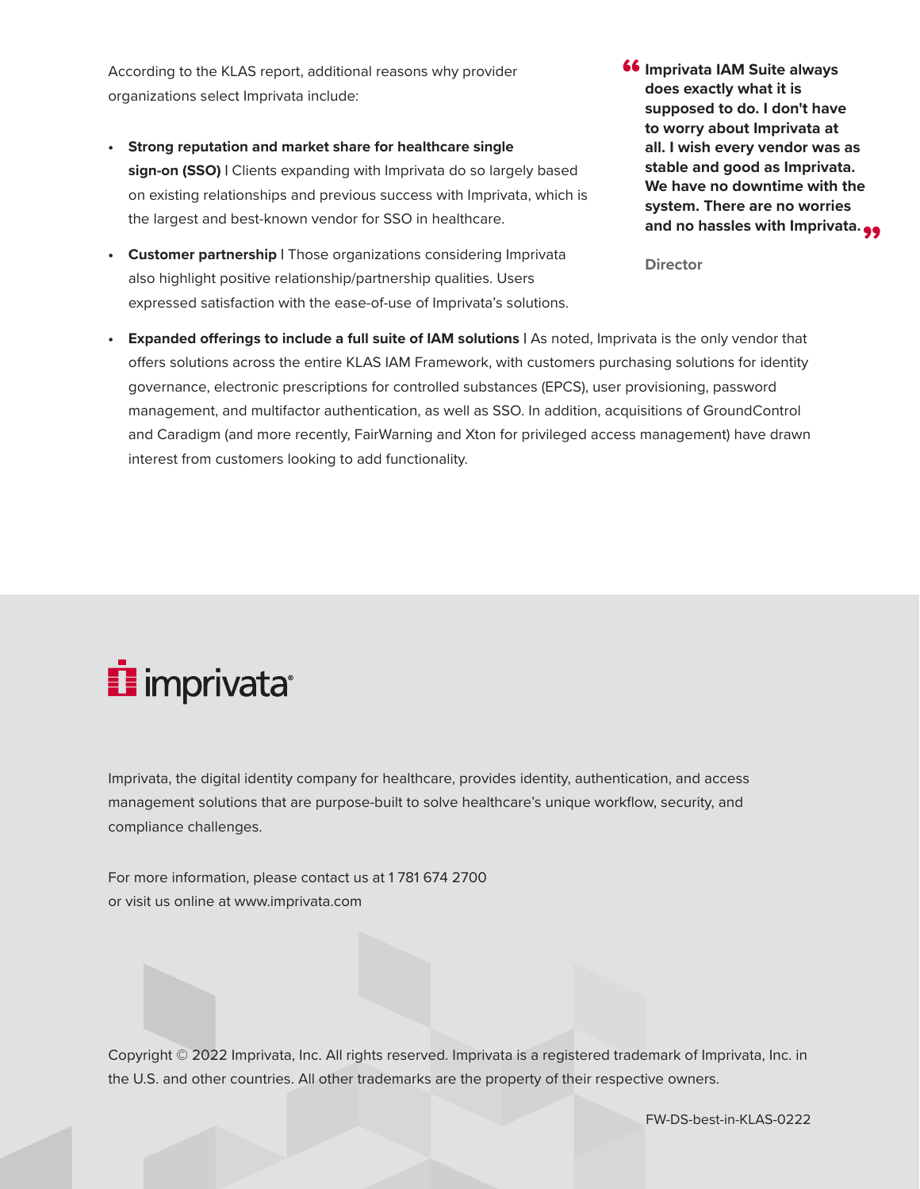According to the KLAS report, additional reasons why provider organizations select Imprivata include:

- **Strong reputation and market share for healthcare single sign-on (SSO)** | Clients expanding with Imprivata do so largely based on existing relationships and previous success with Imprivata, which is the largest and best-known vendor for SSO in healthcare.
- **Customer partnership** | Those organizations considering Imprivata also highlight positive relationship/partnership qualities. Users expressed satisfaction with the ease-of-use of Imprivata's solutions.
- **Expanded offerings to include a full suite of IAM solutions** | As noted, Imprivata is the only vendor that offers solutions across the entire KLAS IAM Framework, with customers purchasing solutions for identity governance, electronic prescriptions for controlled substances (EPCS), user provisioning, password management, and multifactor authentication, as well as SSO. In addition, acquisitions of GroundControl and Caradigm (and more recently, FairWarning and Xton for privileged access management) have drawn interest from customers looking to add functionality.

> **"Imprivata IAM Suite always does exactly what it is supposed to do. I don't have to worry about Imprivata at all. I wish every vendor was as stable and good as Imprivata. We have no downtime with the system. There are no worries and no hassles with Imprivata."**
>
> **Director**

imprivata®

Imprivata, the digital identity company for healthcare, provides identity, authentication, and access management solutions that are purpose-built to solve healthcare's unique workflow, security, and compliance challenges.

For more information, please contact us at 1 781 674 2700
or visit us online at www.imprivata.com

Copyright © 2022 Imprivata, Inc. All rights reserved. Imprivata is a registered trademark of Imprivata, Inc. in the U.S. and other countries. All other trademarks are the property of their respective owners.

FW-DS-best-in-KLAS-0222